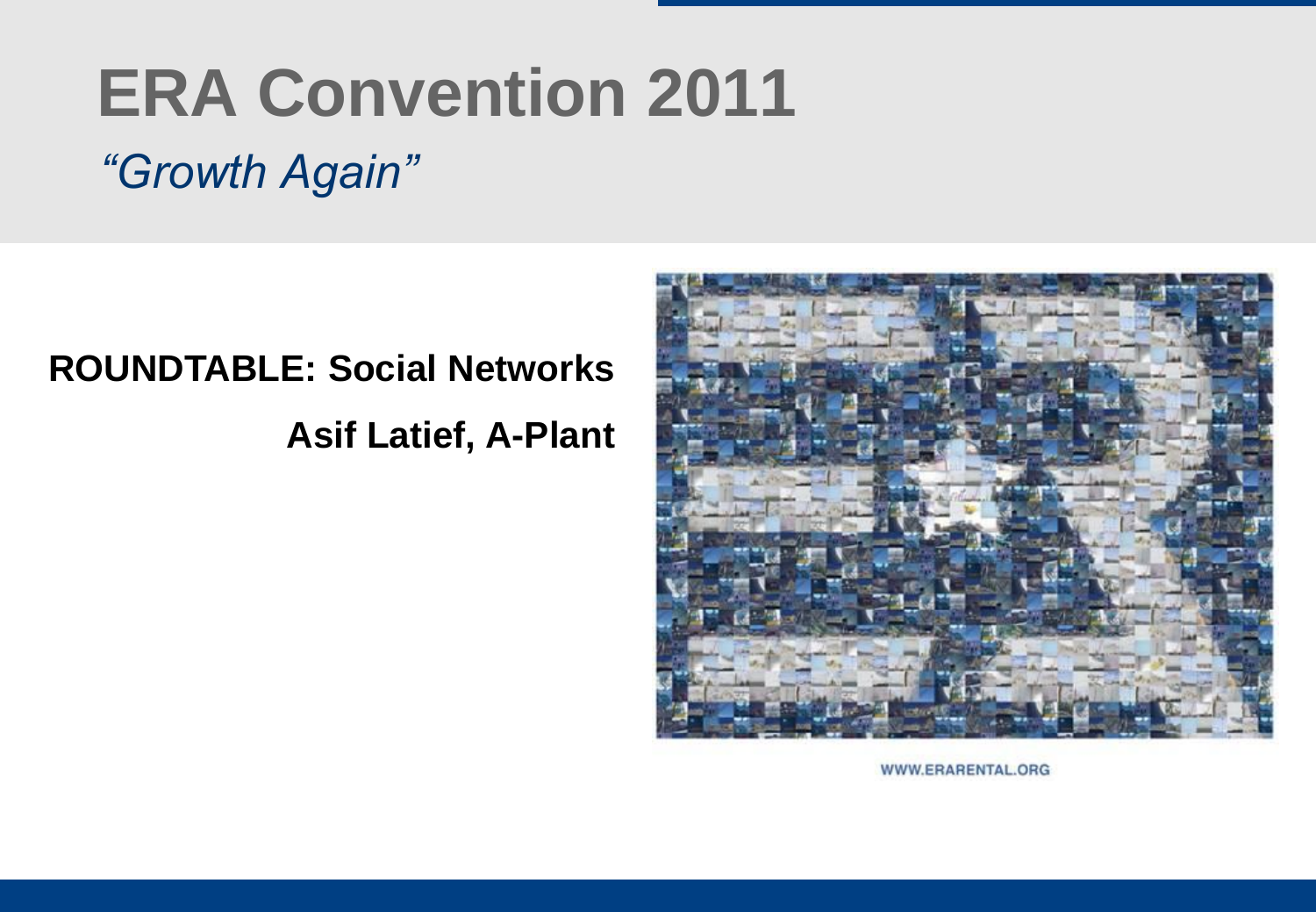# ERA Convention 2011

*"Growth Again"*

**ROUNDTABLE: Social Networks**

**Asif Latief, A-Plant**

WWW.ERARENTAL.ORG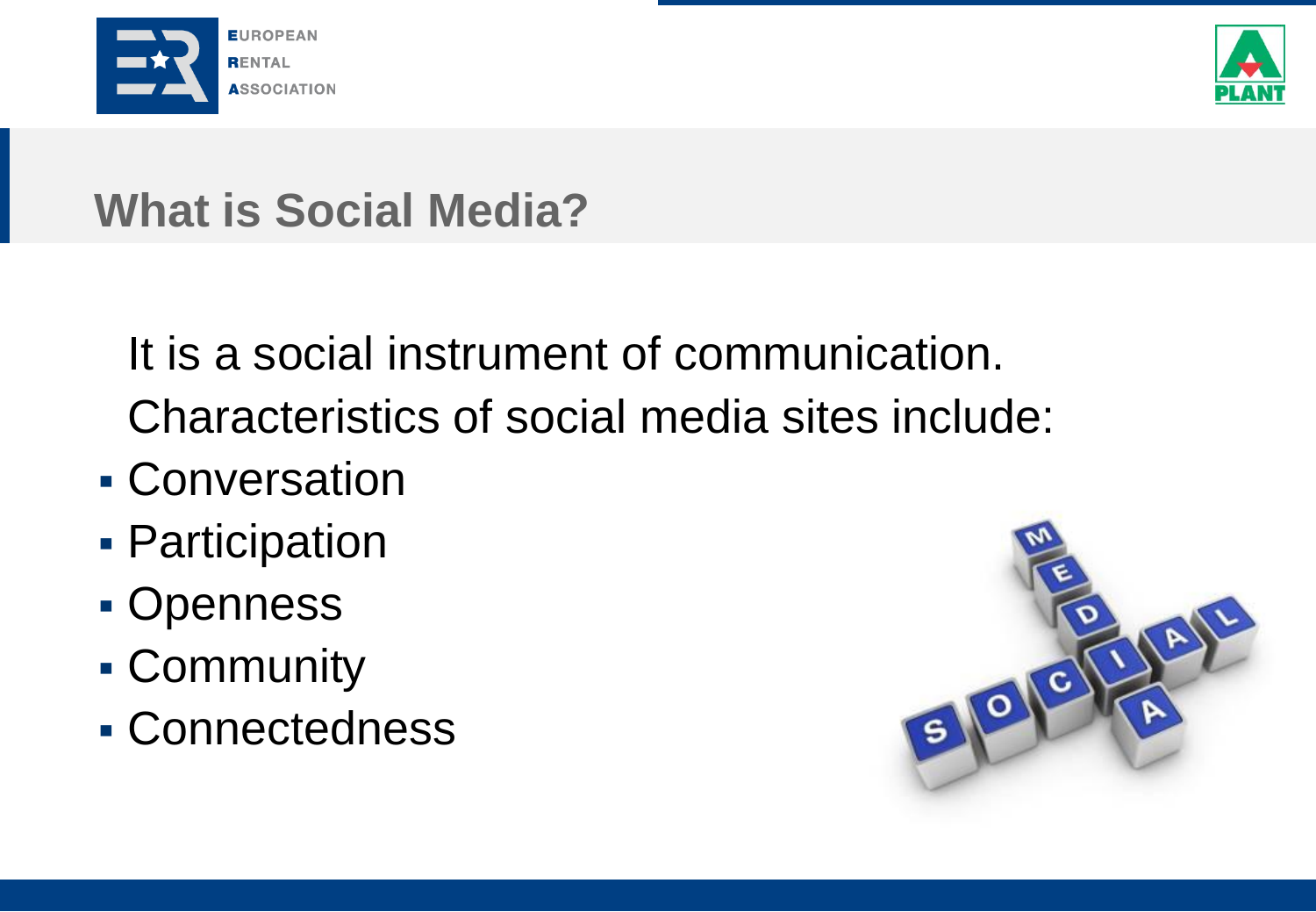## What is Social Media?

It is a social instrument of communication.

Characteristics of social media sites include:

- Conversation
- Participation
- Openness
- Community
- Connectedness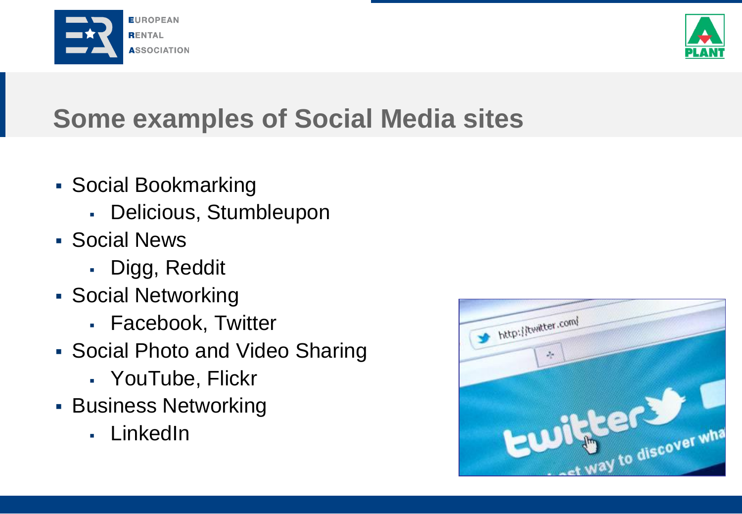# Some examples of Social Media sites

- Social Bookmarking
  - Delicious, Stumbleupon
- Social News
  - Digg, Reddit
- Social Networking
  - Facebook, Twitter
- Social Photo and Video Sharing
  - YouTube, Flickr
- Business Networking
  - LinkedIn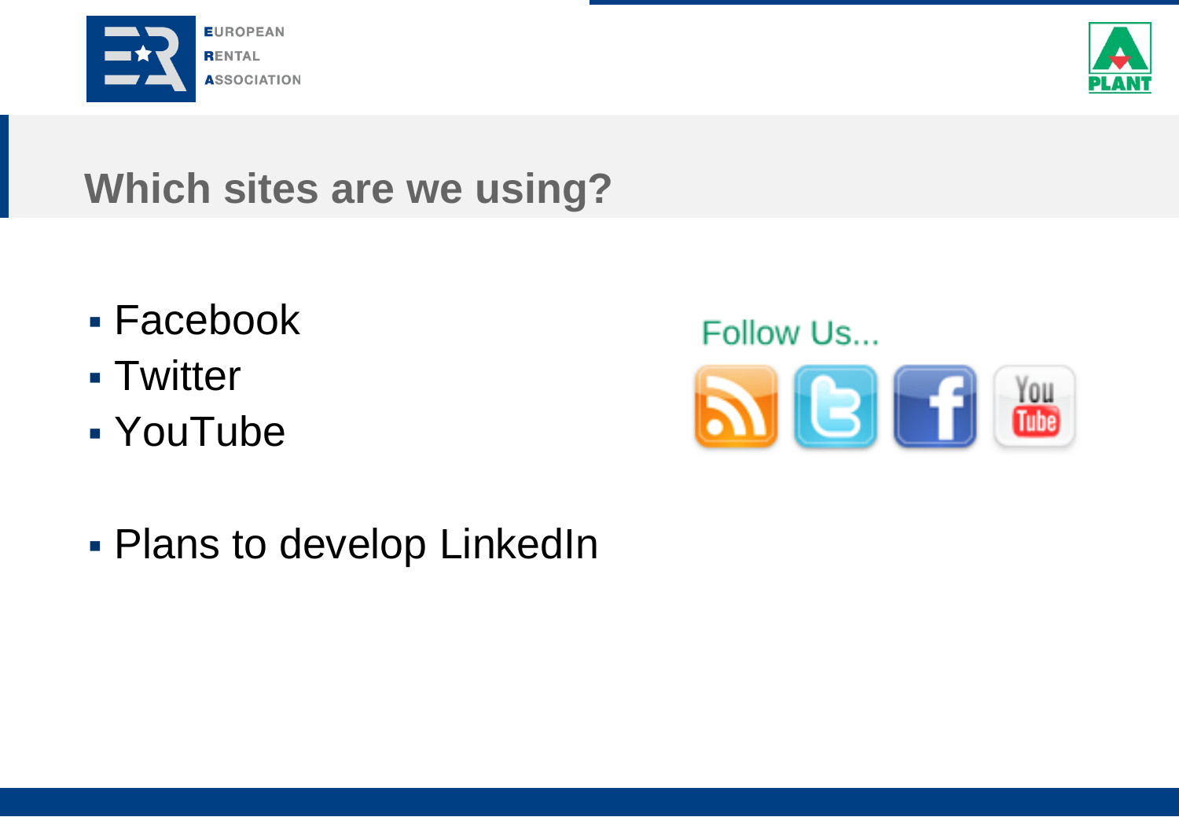## Which sites are we using?

- Facebook
- Twitter
- YouTube

Follow Us...

- Plans to develop LinkedIn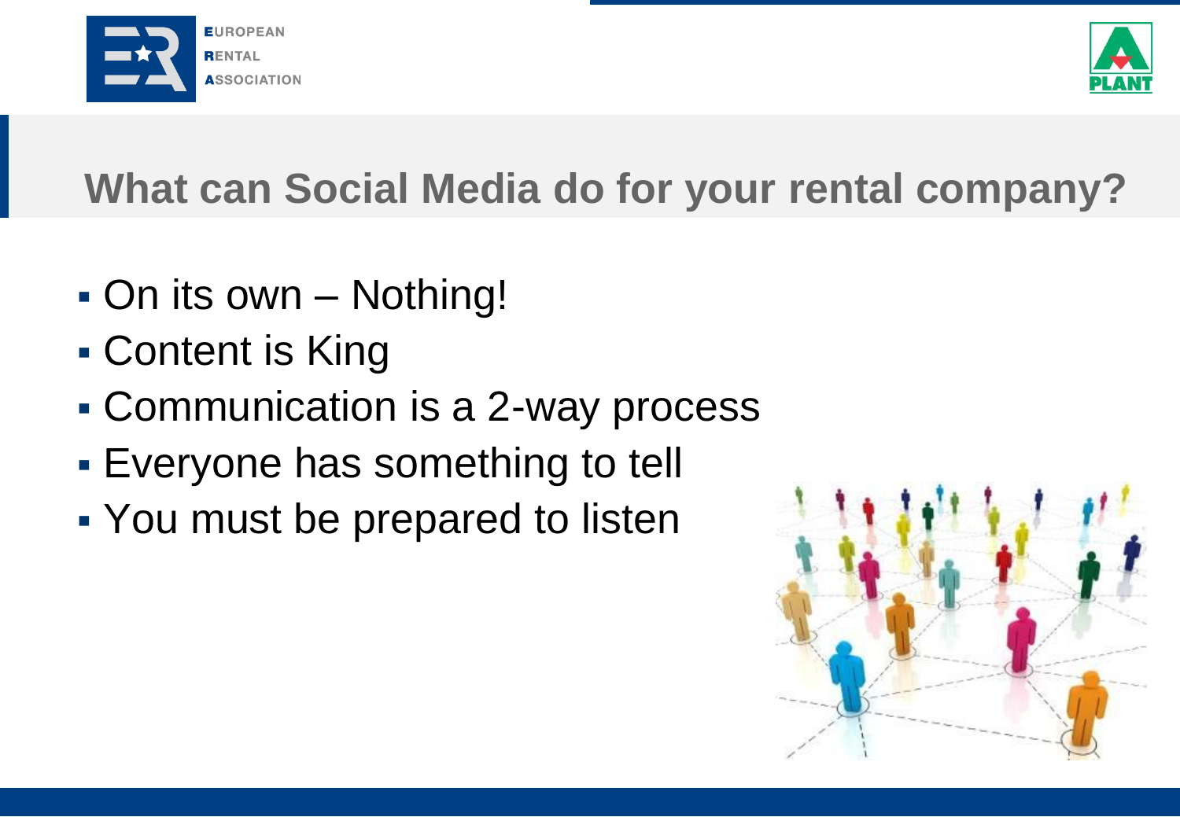# What can Social Media do for your rental company?

- On its own – Nothing!
- Content is King
- Communication is a 2-way process
- Everyone has something to tell
- You must be prepared to listen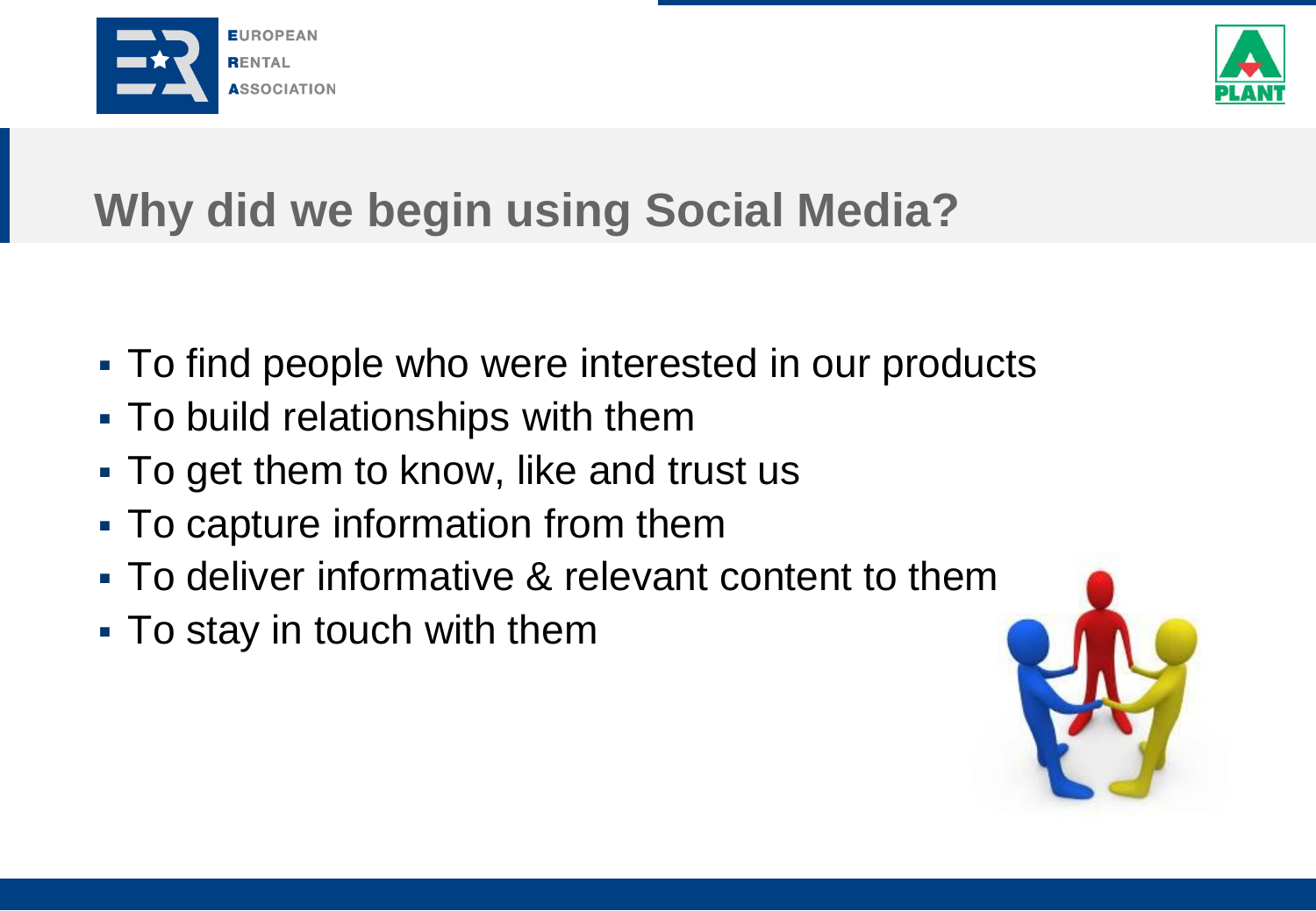## Why did we begin using Social Media?

- To find people who were interested in our products
- To build relationships with them
- To get them to know, like and trust us
- To capture information from them
- To deliver informative & relevant content to them
- To stay in touch with them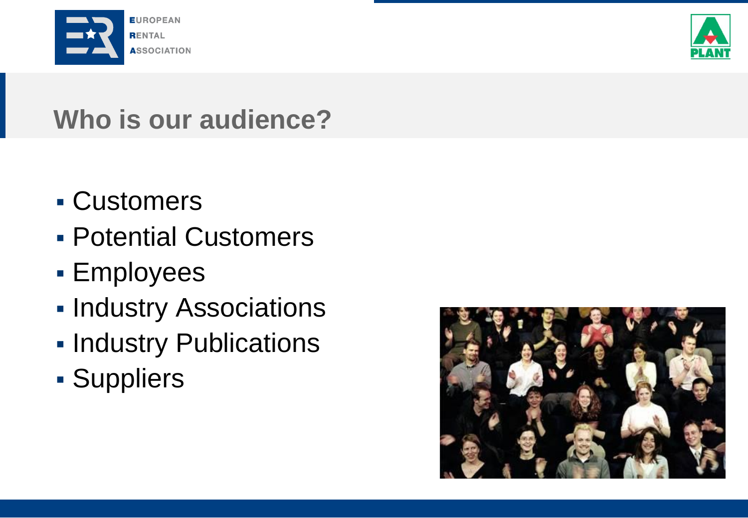## Who is our audience?

- Customers
- Potential Customers
- Employees
- Industry Associations
- Industry Publications
- Suppliers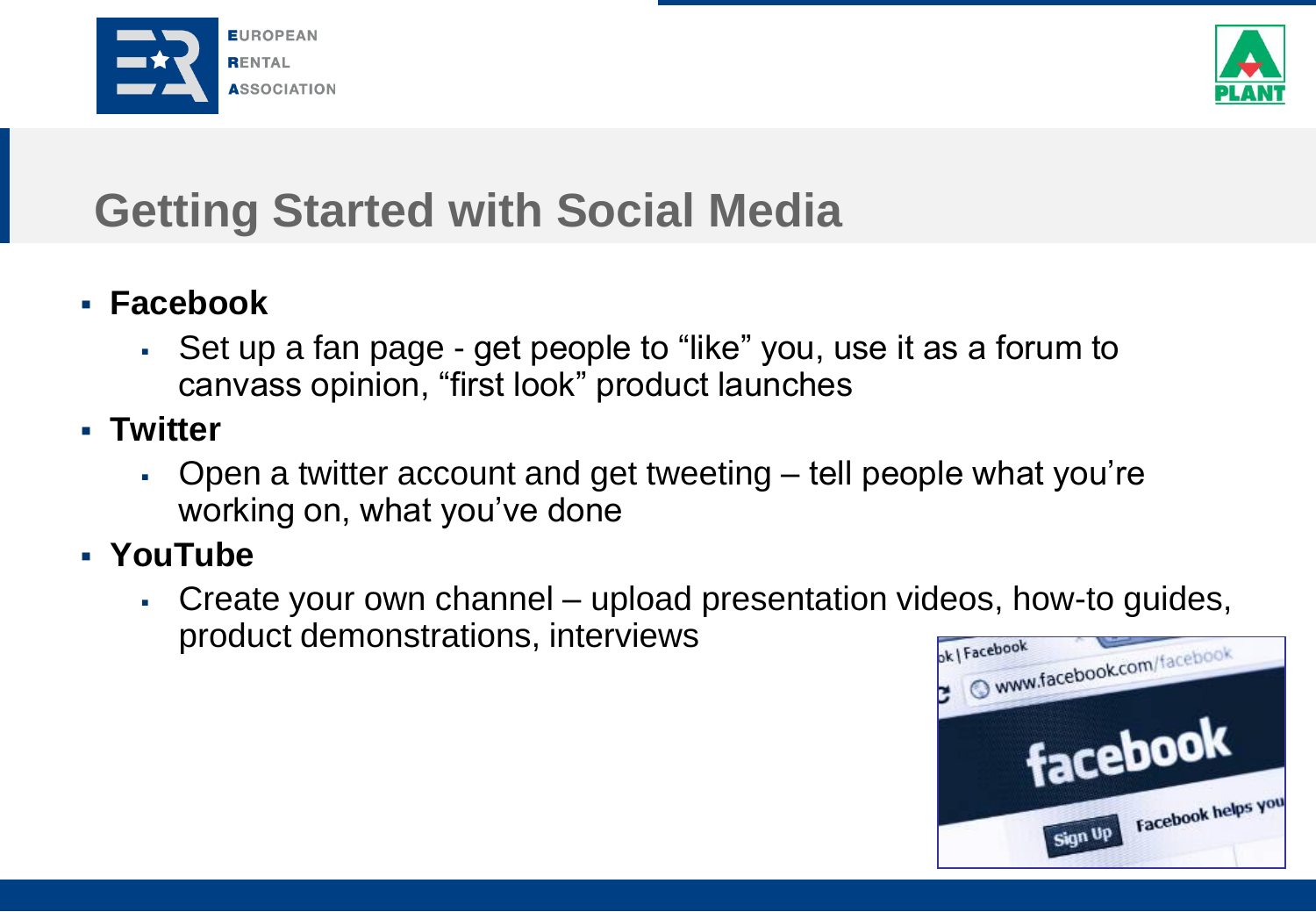# Getting Started with Social Media

- **Facebook**
  - Set up a fan page - get people to “like” you, use it as a forum to canvass opinion, “first look” product launches
- **Twitter**
  - Open a twitter account and get tweeting – tell people what you’re working on, what you’ve done
- **YouTube**
  - Create your own channel – upload presentation videos, how-to guides, product demonstrations, interviews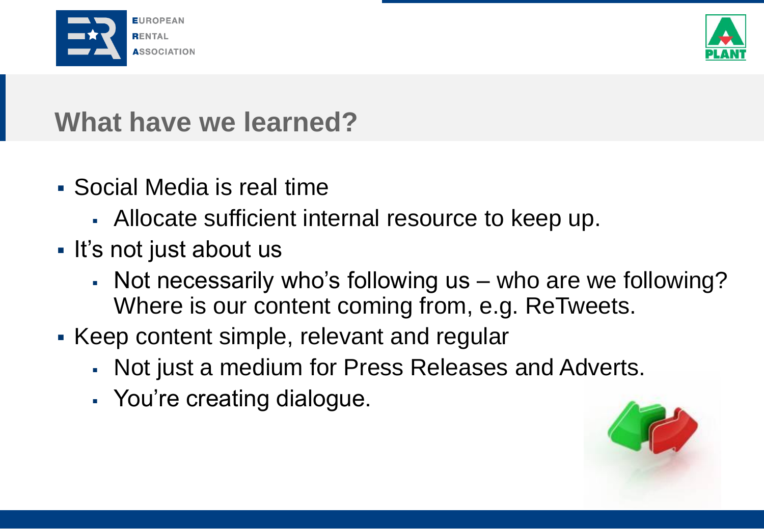## What have we learned?

- Social Media is real time
  - Allocate sufficient internal resource to keep up.
- It's not just about us
  - Not necessarily who's following us – who are we following? Where is our content coming from, e.g. ReTweets.
- Keep content simple, relevant and regular
  - Not just a medium for Press Releases and Adverts.
  - You're creating dialogue.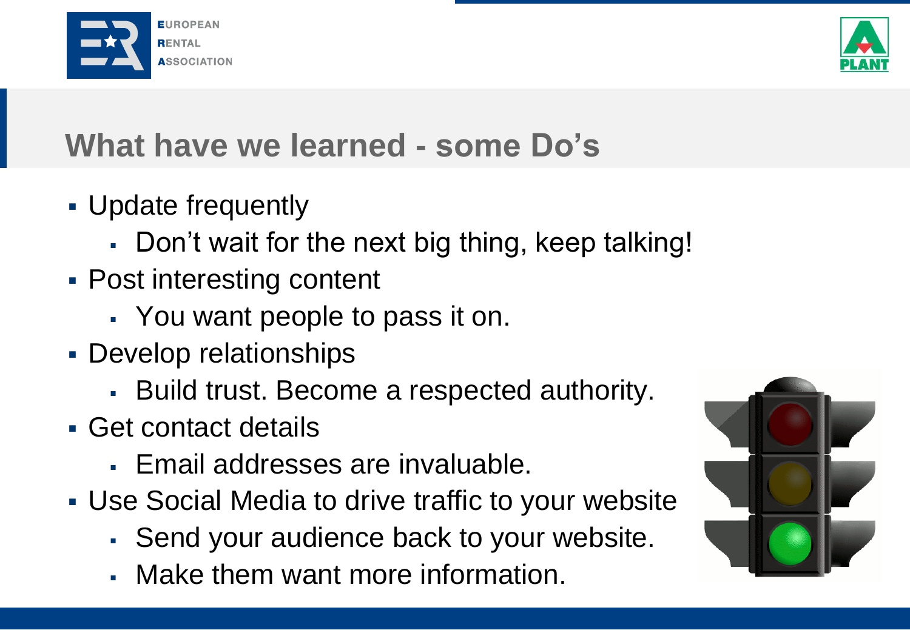# What have we learned - some Do's

- Update frequently
  - Don't wait for the next big thing, keep talking!
- Post interesting content
  - You want people to pass it on.
- Develop relationships
  - Build trust. Become a respected authority.
- Get contact details
  - Email addresses are invaluable.
- Use Social Media to drive traffic to your website
  - Send your audience back to your website.
  - Make them want more information.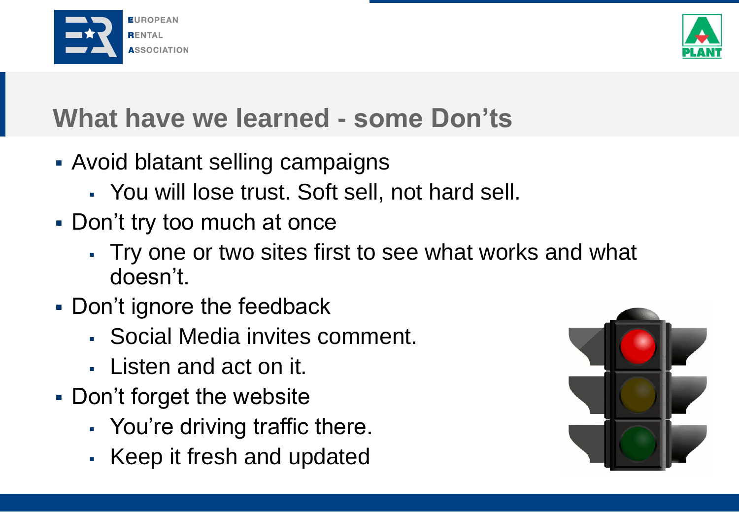# What have we learned - some Don'ts

- Avoid blatant selling campaigns
  - You will lose trust. Soft sell, not hard sell.
- Don't try too much at once
  - Try one or two sites first to see what works and what doesn't.
- Don't ignore the feedback
  - Social Media invites comment.
  - Listen and act on it.
- Don't forget the website
  - You're driving traffic there.
  - Keep it fresh and updated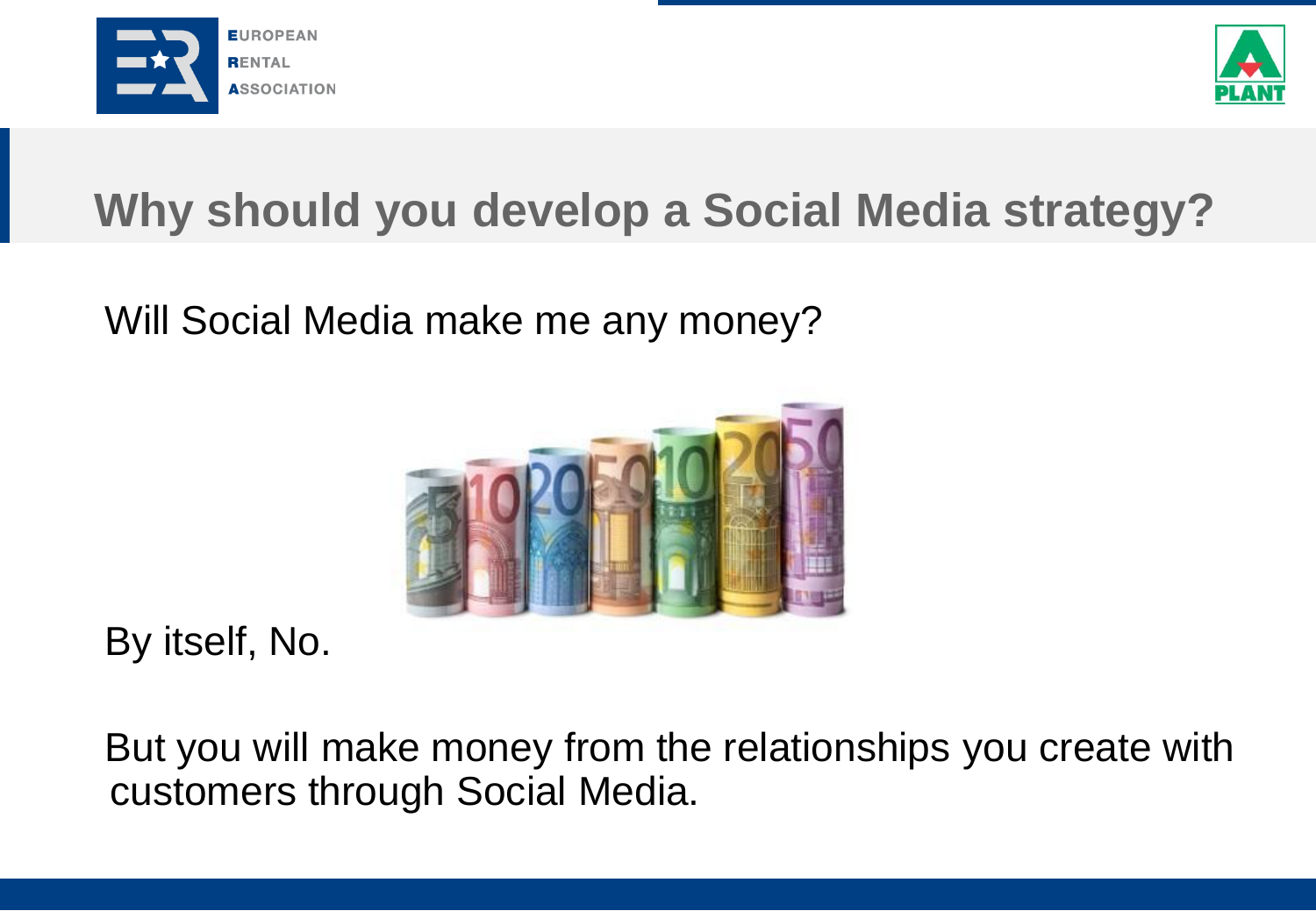# Why should you develop a Social Media strategy?

Will Social Media make me any money?

By itself, No.

But you will make money from the relationships you create with customers through Social Media.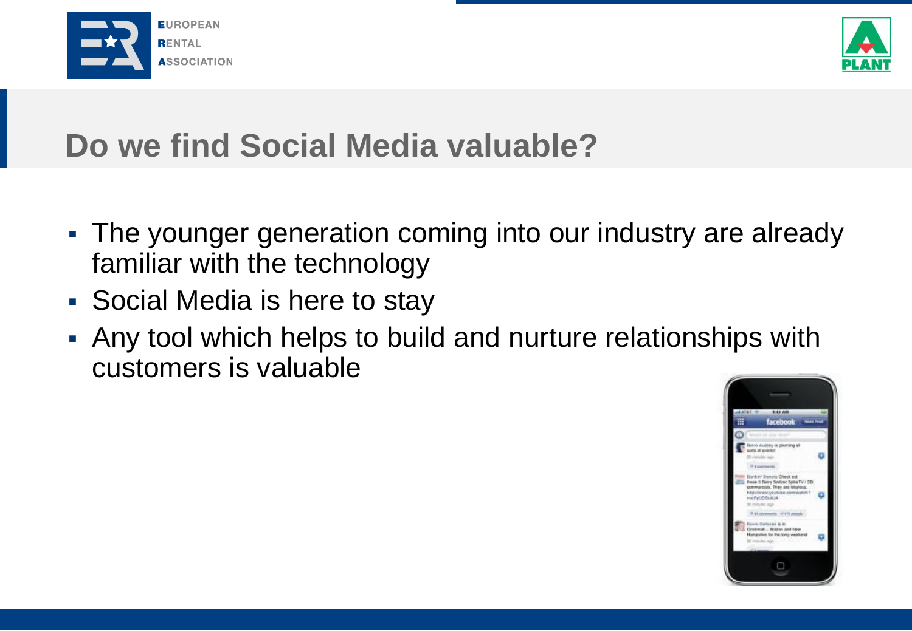# Do we find Social Media valuable?

- The younger generation coming into our industry are already familiar with the technology
- Social Media is here to stay
- Any tool which helps to build and nurture relationships with customers is valuable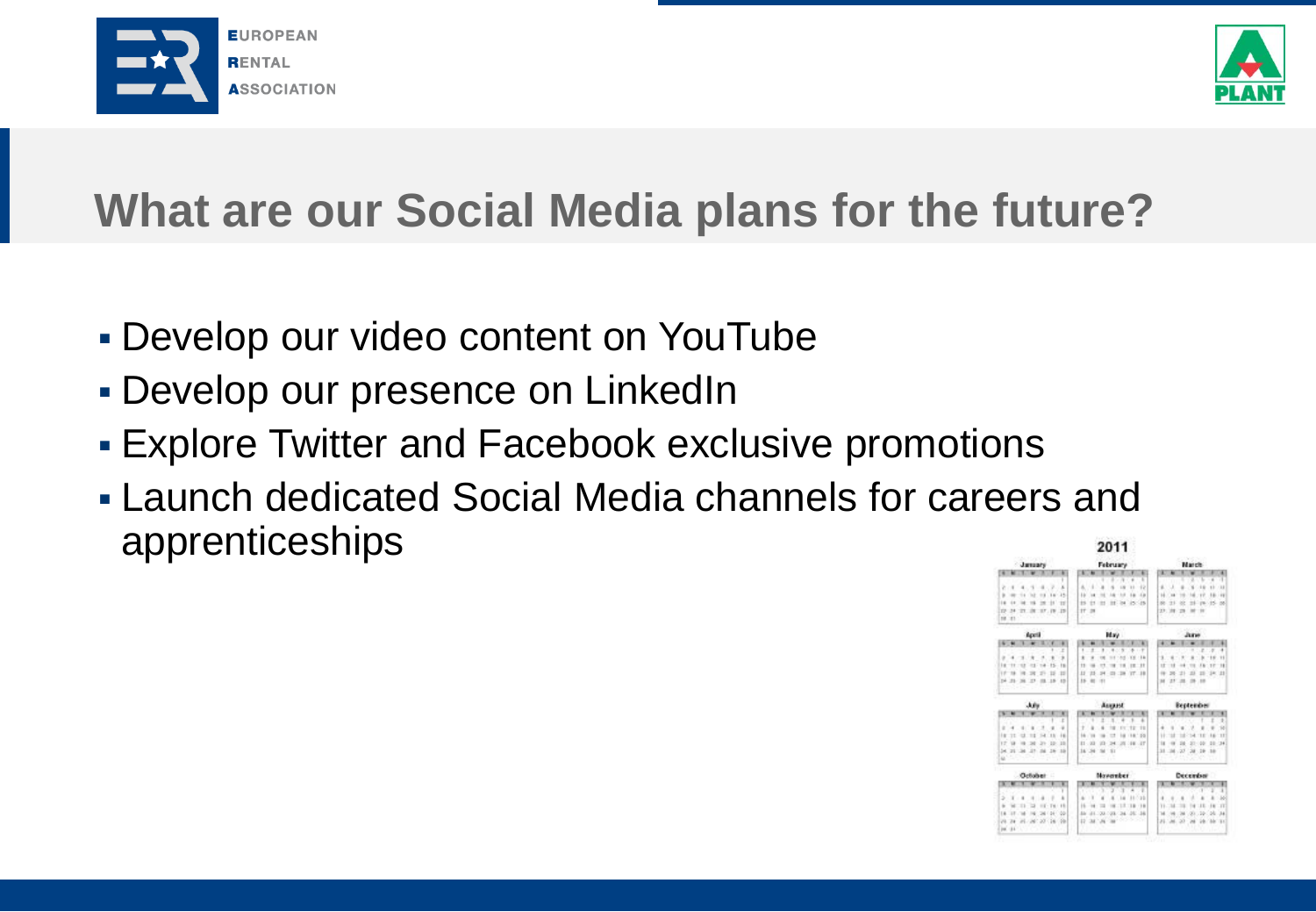# What are our Social Media plans for the future?

- Develop our video content on YouTube
- Develop our presence on LinkedIn
- Explore Twitter and Facebook exclusive promotions
- Launch dedicated Social Media channels for careers and apprenticeships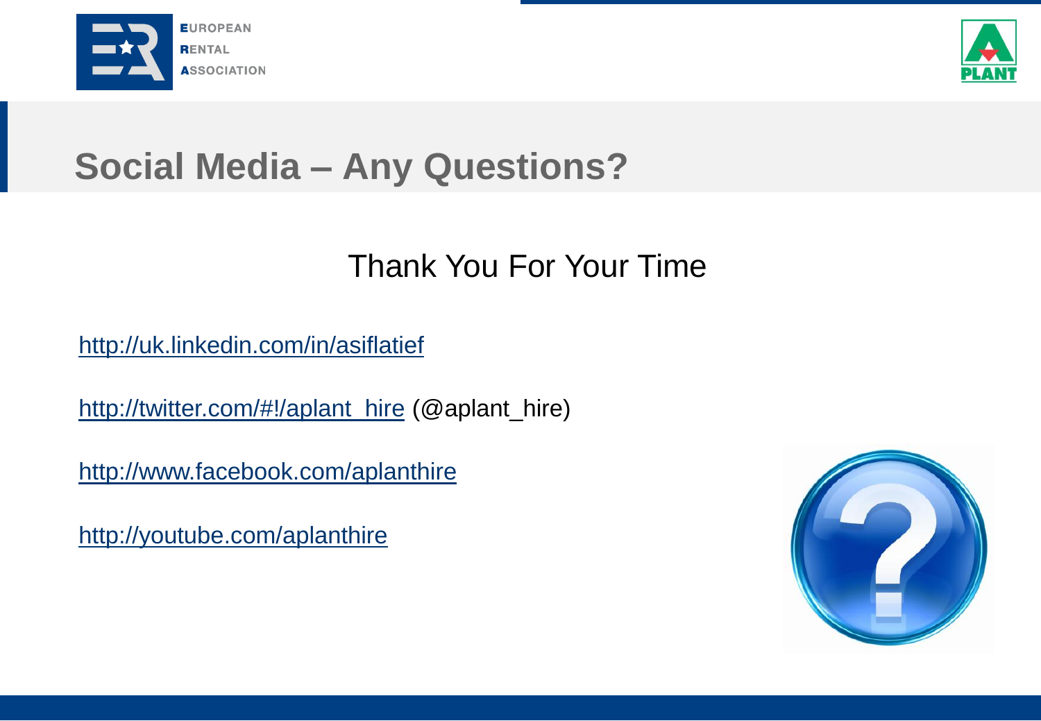# Social Media – Any Questions?

Thank You For Your Time

http://uk.linkedin.com/in/asiflatief

http://twitter.com/#!/aplant_hire (@aplant_hire)

http://www.facebook.com/aplanthire

http://youtube.com/aplanthire